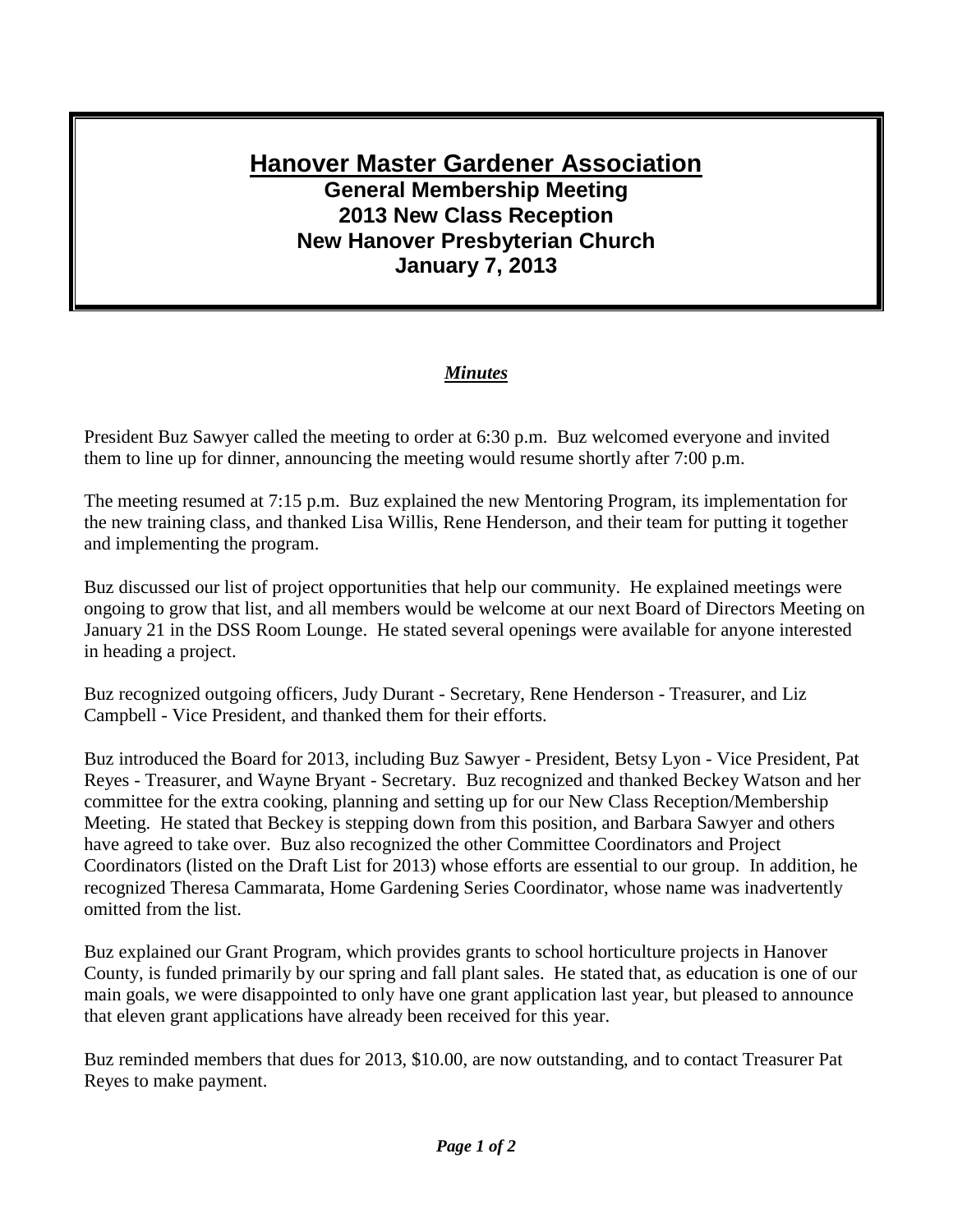# Hanover Master Gardener Association

## General Membership Meeting
## 2013 New Class Reception
## New Hanover Presbyterian Church
## January 7, 2013

***Minutes***

President Buz Sawyer called the meeting to order at 6:30 p.m. Buz welcomed everyone and invited them to line up for dinner, announcing the meeting would resume shortly after 7:00 p.m.

The meeting resumed at 7:15 p.m. Buz explained the new Mentoring Program, its implementation for the new training class, and thanked Lisa Willis, Rene Henderson, and their team for putting it together and implementing the program.

Buz discussed our list of project opportunities that help our community. He explained meetings were ongoing to grow that list, and all members would be welcome at our next Board of Directors Meeting on January 21 in the DSS Room Lounge. He stated several openings were available for anyone interested in heading a project.

Buz recognized outgoing officers, Judy Durant - Secretary, Rene Henderson - Treasurer, and Liz Campbell - Vice President, and thanked them for their efforts.

Buz introduced the Board for 2013, including Buz Sawyer - President, Betsy Lyon - Vice President, Pat Reyes - Treasurer, and Wayne Bryant - Secretary. Buz recognized and thanked Beckey Watson and her committee for the extra cooking, planning and setting up for our New Class Reception/Membership Meeting. He stated that Beckey is stepping down from this position, and Barbara Sawyer and others have agreed to take over. Buz also recognized the other Committee Coordinators and Project Coordinators (listed on the Draft List for 2013) whose efforts are essential to our group. In addition, he recognized Theresa Cammarata, Home Gardening Series Coordinator, whose name was inadvertently omitted from the list.

Buz explained our Grant Program, which provides grants to school horticulture projects in Hanover County, is funded primarily by our spring and fall plant sales. He stated that, as education is one of our main goals, we were disappointed to only have one grant application last year, but pleased to announce that eleven grant applications have already been received for this year.

Buz reminded members that dues for 2013, $10.00, are now outstanding, and to contact Treasurer Pat Reyes to make payment.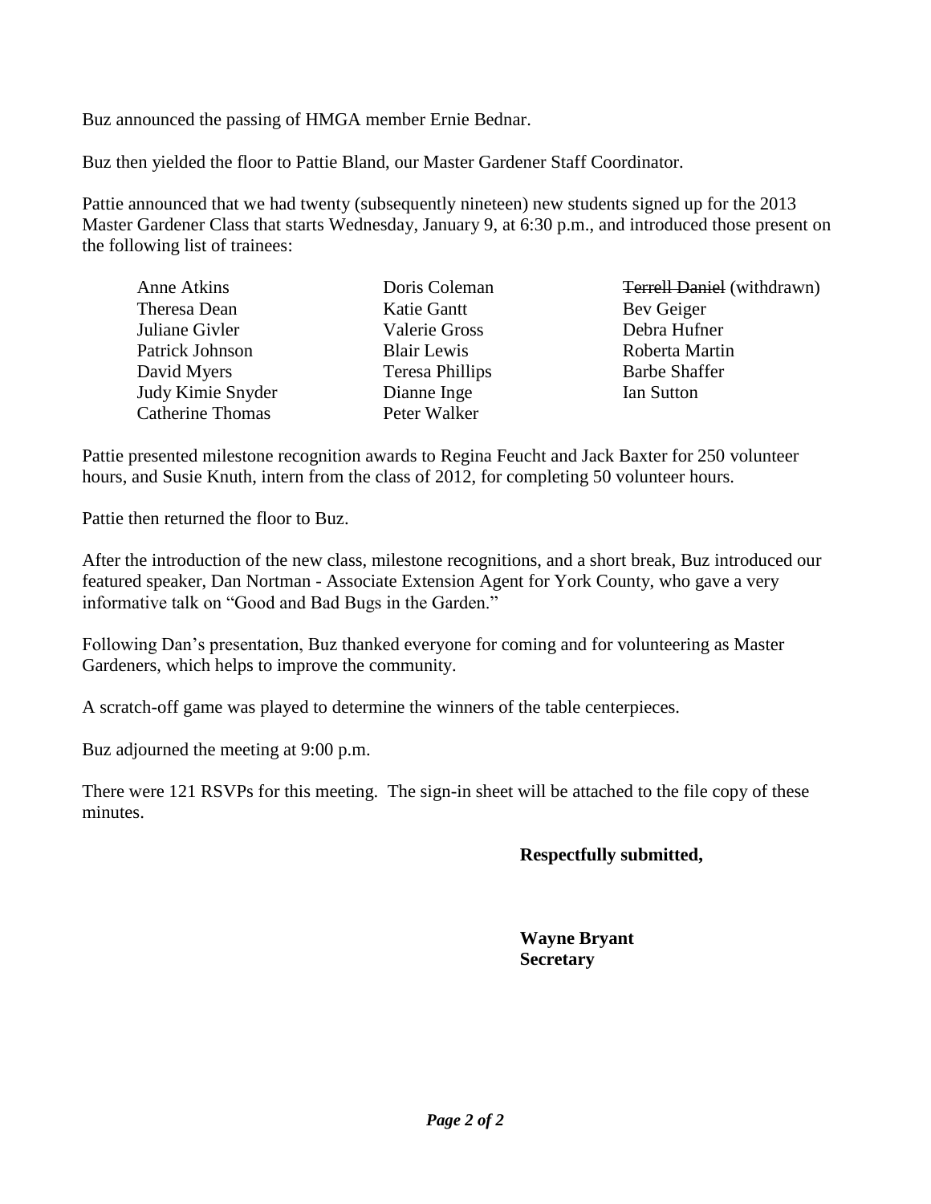Buz announced the passing of HMGA member Ernie Bednar.

Buz then yielded the floor to Pattie Bland, our Master Gardener Staff Coordinator.

Pattie announced that we had twenty (subsequently nineteen) new students signed up for the 2013 Master Gardener Class that starts Wednesday, January 9, at 6:30 p.m., and introduced those present on the following list of trainees:

| | | |
|---|---|---|
| Anne Atkins | Doris Coleman | ~~Terrell Daniel~~ (withdrawn) |
| Theresa Dean | Katie Gantt | Bev Geiger |
| Juliane Givler | Valerie Gross | Debra Hufner |
| Patrick Johnson | Blair Lewis | Roberta Martin |
| David Myers | Teresa Phillips | Barbe Shaffer |
| Judy Kimie Snyder | Dianne Inge | Ian Sutton |
| Catherine Thomas | Peter Walker | |

Pattie presented milestone recognition awards to Regina Feucht and Jack Baxter for 250 volunteer hours, and Susie Knuth, intern from the class of 2012, for completing 50 volunteer hours.

Pattie then returned the floor to Buz.

After the introduction of the new class, milestone recognitions, and a short break, Buz introduced our featured speaker, Dan Nortman - Associate Extension Agent for York County, who gave a very informative talk on "Good and Bad Bugs in the Garden."

Following Dan's presentation, Buz thanked everyone for coming and for volunteering as Master Gardeners, which helps to improve the community.

A scratch-off game was played to determine the winners of the table centerpieces.

Buz adjourned the meeting at 9:00 p.m.

There were 121 RSVPs for this meeting. The sign-in sheet will be attached to the file copy of these minutes.

**Respectfully submitted,**

**Wayne Bryant**
**Secretary**